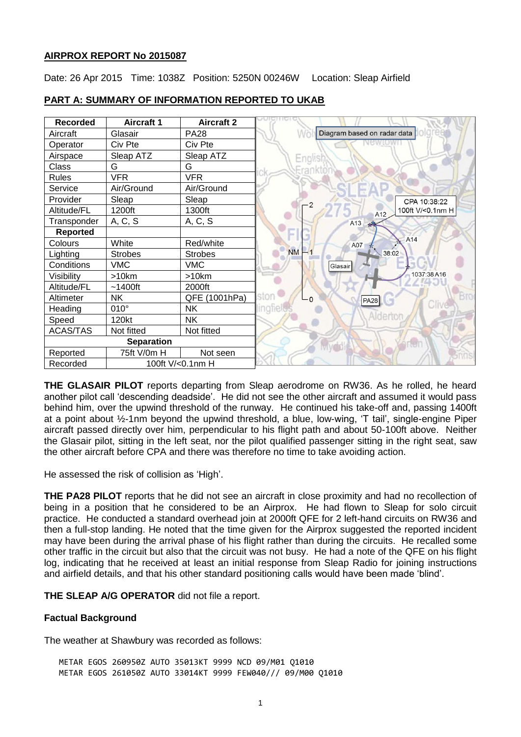## AIRPROX REPORT No 2015087

Date: 26 Apr 2015 Time: 1038Z Position: 5250N 00246W Location: Sleap Airfield

## PART A: SUMMARY OF INFORMATION REPORTED TO UKAB

| Recorded | Aircraft 1 | Aircraft 2 |
|---|---|---|
| Aircraft | Glasair | PA28 |
| Operator | Civ Pte | Civ Pte |
| Airspace | Sleap ATZ | Sleap ATZ |
| Class | G | G |
| Rules | VFR | VFR |
| Service | Air/Ground | Air/Ground |
| Provider | Sleap | Sleap |
| Altitude/FL | 1200ft | 1300ft |
| Transponder | A, C, S | A, C, S |
| **Reported** | | |
| Colours | White | Red/white |
| Lighting | Strobes | Strobes |
| Conditions | VMC | VMC |
| Visibility | >10km | >10km |
| Altitude/FL | ~1400ft | 2000ft |
| Altimeter | NK | QFE (1001hPa) |
| Heading | 010° | NK |
| Speed | 120kt | NK |
| ACAS/TAS | Not fitted | Not fitted |
| **Separation** | | |
| Reported | 75ft V/0m H | Not seen |
| Recorded | 100ft V/<0.1nm H | |

Diagram based on radar data

CPA 10:38:22
100ft V/<0.1nm H

**THE GLASAIR PILOT** reports departing from Sleap aerodrome on RW36. As he rolled, he heard another pilot call 'descending deadside'. He did not see the other aircraft and assumed it would pass behind him, over the upwind threshold of the runway. He continued his take-off and, passing 1400ft at a point about ½-1nm beyond the upwind threshold, a blue, low-wing, 'T tail', single-engine Piper aircraft passed directly over him, perpendicular to his flight path and about 50-100ft above. Neither the Glasair pilot, sitting in the left seat, nor the pilot qualified passenger sitting in the right seat, saw the other aircraft before CPA and there was therefore no time to take avoiding action.

He assessed the risk of collision as 'High'.

**THE PA28 PILOT** reports that he did not see an aircraft in close proximity and had no recollection of being in a position that he considered to be an Airprox. He had flown to Sleap for solo circuit practice. He conducted a standard overhead join at 2000ft QFE for 2 left-hand circuits on RW36 and then a full-stop landing. He noted that the time given for the Airprox suggested the reported incident may have been during the arrival phase of his flight rather than during the circuits. He recalled some other traffic in the circuit but also that the circuit was not busy. He had a note of the QFE on his flight log, indicating that he received at least an initial response from Sleap Radio for joining instructions and airfield details, and that his other standard positioning calls would have been made 'blind'.

**THE SLEAP A/G OPERATOR** did not file a report.

### Factual Background

The weather at Shawbury was recorded as follows:

```
METAR EGOS 260950Z AUTO 35013KT 9999 NCD 09/M01 Q1010
METAR EGOS 261050Z AUTO 33014KT 9999 FEW040/// 09/M00 Q1010
```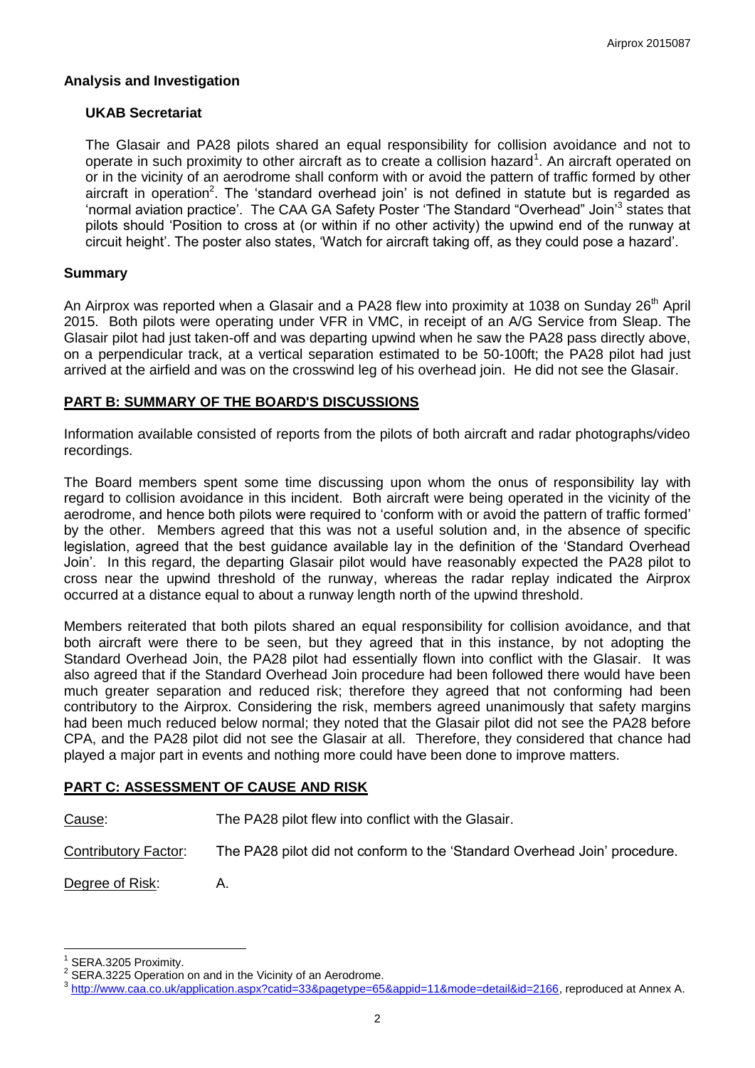## Analysis and Investigation

### UKAB Secretariat

The Glasair and PA28 pilots shared an equal responsibility for collision avoidance and not to operate in such proximity to other aircraft as to create a collision hazard[1]. An aircraft operated on or in the vicinity of an aerodrome shall conform with or avoid the pattern of traffic formed by other aircraft in operation[2]. The 'standard overhead join' is not defined in statute but is regarded as 'normal aviation practice'. The CAA GA Safety Poster 'The Standard "Overhead" Join'[3] states that pilots should 'Position to cross at (or within if no other activity) the upwind end of the runway at circuit height'. The poster also states, 'Watch for aircraft taking off, as they could pose a hazard'.

## Summary

An Airprox was reported when a Glasair and a PA28 flew into proximity at 1038 on Sunday 26th April 2015. Both pilots were operating under VFR in VMC, in receipt of an A/G Service from Sleap. The Glasair pilot had just taken-off and was departing upwind when he saw the PA28 pass directly above, on a perpendicular track, at a vertical separation estimated to be 50-100ft; the PA28 pilot had just arrived at the airfield and was on the crosswind leg of his overhead join. He did not see the Glasair.

## PART B: SUMMARY OF THE BOARD'S DISCUSSIONS

Information available consisted of reports from the pilots of both aircraft and radar photographs/video recordings.

The Board members spent some time discussing upon whom the onus of responsibility lay with regard to collision avoidance in this incident. Both aircraft were being operated in the vicinity of the aerodrome, and hence both pilots were required to 'conform with or avoid the pattern of traffic formed' by the other. Members agreed that this was not a useful solution and, in the absence of specific legislation, agreed that the best guidance available lay in the definition of the 'Standard Overhead Join'. In this regard, the departing Glasair pilot would have reasonably expected the PA28 pilot to cross near the upwind threshold of the runway, whereas the radar replay indicated the Airprox occurred at a distance equal to about a runway length north of the upwind threshold.

Members reiterated that both pilots shared an equal responsibility for collision avoidance, and that both aircraft were there to be seen, but they agreed that in this instance, by not adopting the Standard Overhead Join, the PA28 pilot had essentially flown into conflict with the Glasair. It was also agreed that if the Standard Overhead Join procedure had been followed there would have been much greater separation and reduced risk; therefore they agreed that not conforming had been contributory to the Airprox. Considering the risk, members agreed unanimously that safety margins had been much reduced below normal; they noted that the Glasair pilot did not see the PA28 before CPA, and the PA28 pilot did not see the Glasair at all. Therefore, they considered that chance had played a major part in events and nothing more could have been done to improve matters.

## PART C: ASSESSMENT OF CAUSE AND RISK

| | |
|---|---|
| Cause: | The PA28 pilot flew into conflict with the Glasair. |
| Contributory Factor: | The PA28 pilot did not conform to the 'Standard Overhead Join' procedure. |
| Degree of Risk: | A. |

---

[1] SERA.3205 Proximity.

[2] SERA.3225 Operation on and in the Vicinity of an Aerodrome.

[3] http://www.caa.co.uk/application.aspx?catid=33&pagetype=65&appid=11&mode=detail&id=2166, reproduced at Annex A.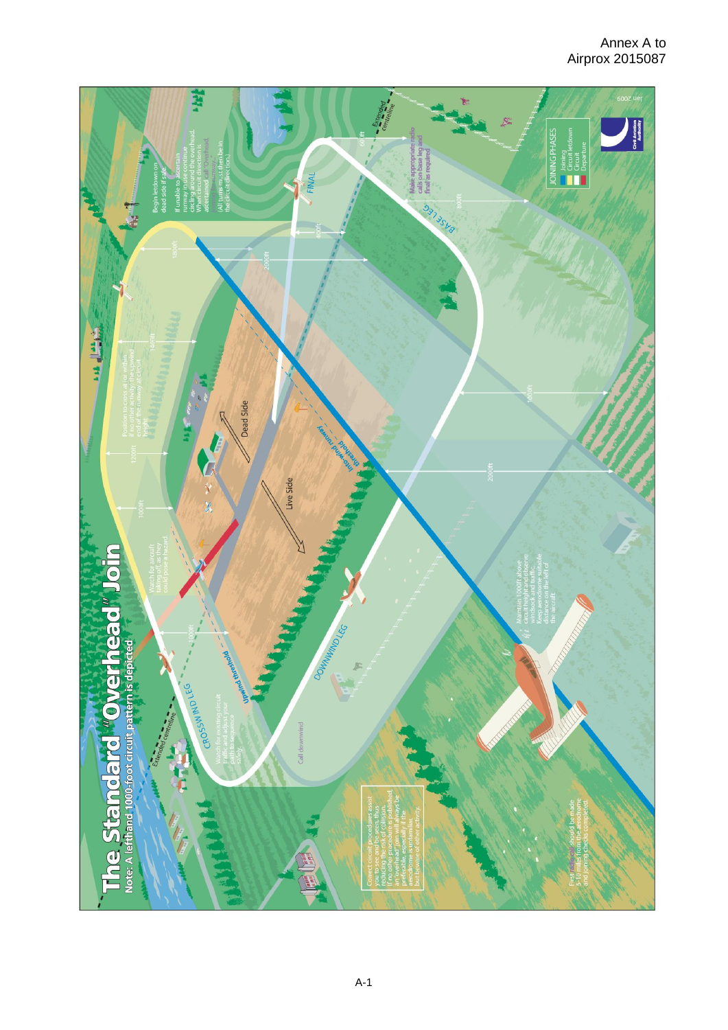# The Standard "Overhead" Join

**Note: A lefthand 1000-foot circuit pattern is depicted**

First radio call should be made 5-10 miles from the aerodrome and joining checks completed.

Maintain 1000ft above circuit height and observe windsock and traffic. Keep aerodrome suitable distance on the left of the aircraft.

Correct circuit procedures assist you to see and be seen, thus reducing the risk of collision. If no other procedure is published an "overhead" join will always be preferable, especially if the aerodrome is unfamiliar, but beware of other activity.

Extended centreline

CROSSWIND LEG

Watch for existing circuit traffic and adjust your path to sequence safely.

Call downwind

DOWNWIND LEG

Watch for aircraft taking off, as they could pose a hazard.

Upwind threshold

1000ft

1000ft

1200ft

1400ft

1800ft

2000ft

2000ft

1600ft

800ft

800ft

600ft

Position to cross at or within, if no other activity, the upwind end of the runway at circuit height

Live Side

Dead Side

Into-wind runway threshold

Begin letdown on dead side if safe.

If unable to ascertain runway in use continue circling above the overhead. When circuit direction is ascertained call 'Overhead'.

(All turns must then be in the circuit direction.)

FINAL

BASE LEG

Make appropriate radio calls on base leg and final as required.

Extended centreline

JOINING PHASES

Joining

Circuit letdown

Circuit

Departure

Civil Aviation Authority

Jan 2009